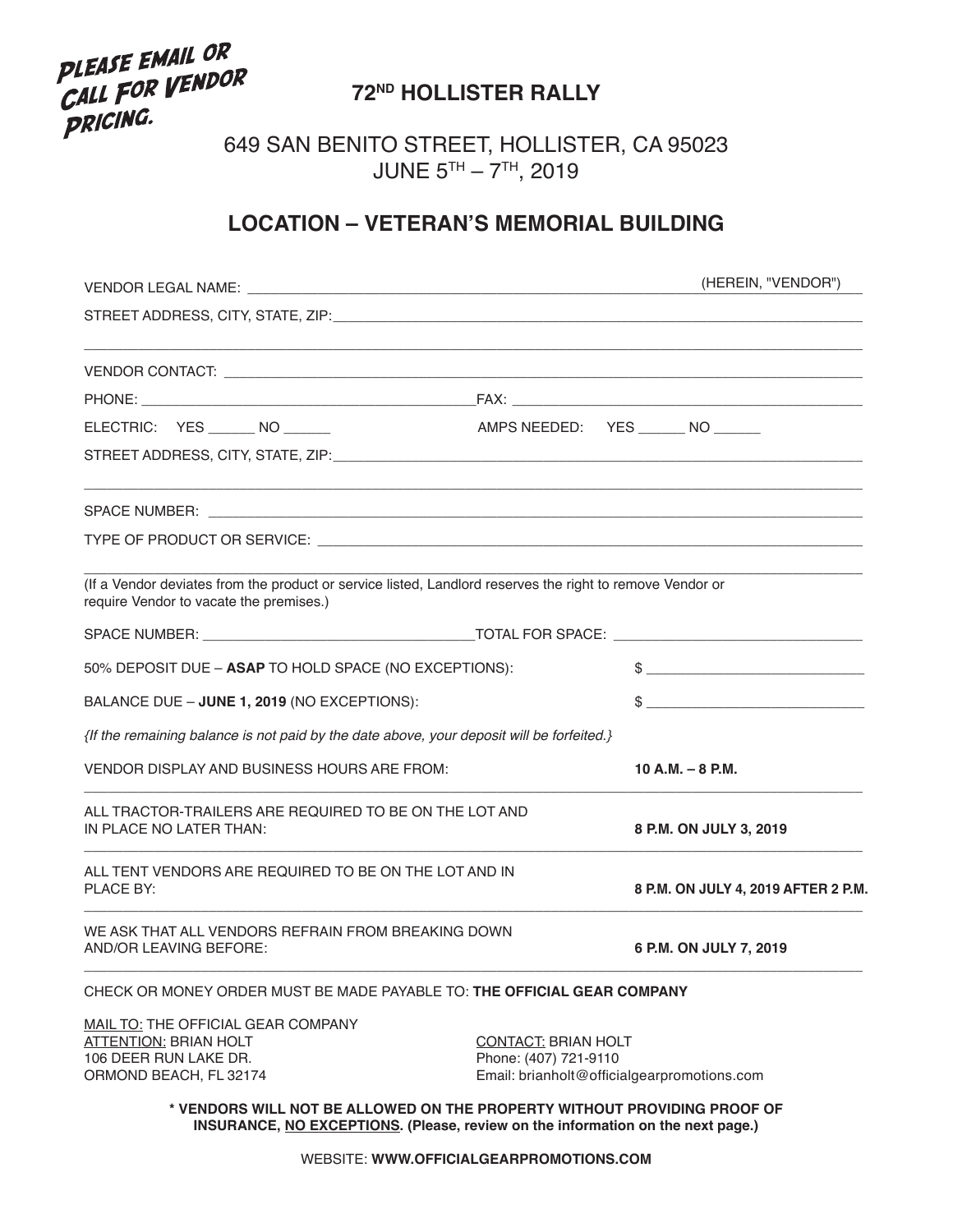**PLEASE EMAIL OR CALL FOR VENDOR PRICING.**

# 72ND HOLLISTER RALLY

649 SAN BENITO STREET, HOLLISTER, CA 95023
JUNE 5TH – 7TH, 2019

## LOCATION – VETERAN'S MEMORIAL BUILDING

VENDOR LEGAL NAME: ______________________________ (HEREIN, "VENDOR")

STREET ADDRESS, CITY, STATE, ZIP: ______________________________

______________________________

VENDOR CONTACT: ______________________________

PHONE: ______________________________ FAX: ______________________________

ELECTRIC: YES ______ NO ______ AMPS NEEDED: YES ______ NO ______

STREET ADDRESS, CITY, STATE, ZIP: ______________________________

______________________________

SPACE NUMBER: ______________________________

TYPE OF PRODUCT OR SERVICE: ______________________________

______________________________

(If a Vendor deviates from the product or service listed, Landlord reserves the right to remove Vendor or require Vendor to vacate the premises.)

SPACE NUMBER: ______________________________ TOTAL FOR SPACE: ______________________________

| | |
|---|---|
| 50% DEPOSIT DUE – **ASAP** TO HOLD SPACE (NO EXCEPTIONS): | $ ______________________________ |
| BALANCE DUE – **JUNE 1, 2019** (NO EXCEPTIONS): | $ ______________________________ |

*{If the remaining balance is not paid by the date above, your deposit will be forfeited.}*

| | |
|---|---|
| VENDOR DISPLAY AND BUSINESS HOURS ARE FROM: | **10 A.M. – 8 P.M.** |
| ALL TRACTOR-TRAILERS ARE REQUIRED TO BE ON THE LOT AND IN PLACE NO LATER THAN: | **8 P.M. ON JULY 3, 2019** |
| ALL TENT VENDORS ARE REQUIRED TO BE ON THE LOT AND IN PLACE BY: | **8 P.M. ON JULY 4, 2019 AFTER 2 P.M.** |
| WE ASK THAT ALL VENDORS REFRAIN FROM BREAKING DOWN AND/OR LEAVING BEFORE: | **6 P.M. ON JULY 7, 2019** |

CHECK OR MONEY ORDER MUST BE MADE PAYABLE TO: **THE OFFICIAL GEAR COMPANY**

MAIL TO: THE OFFICIAL GEAR COMPANY
ATTENTION: BRIAN HOLT
106 DEER RUN LAKE DR.
ORMOND BEACH, FL 32174

CONTACT: BRIAN HOLT
Phone: (407) 721-9110
Email: brianholt@officialgearpromotions.com

**\* VENDORS WILL NOT BE ALLOWED ON THE PROPERTY WITHOUT PROVIDING PROOF OF INSURANCE, NO EXCEPTIONS. (Please, review on the information on the next page.)**

WEBSITE: **WWW.OFFICIALGEARPROMOTIONS.COM**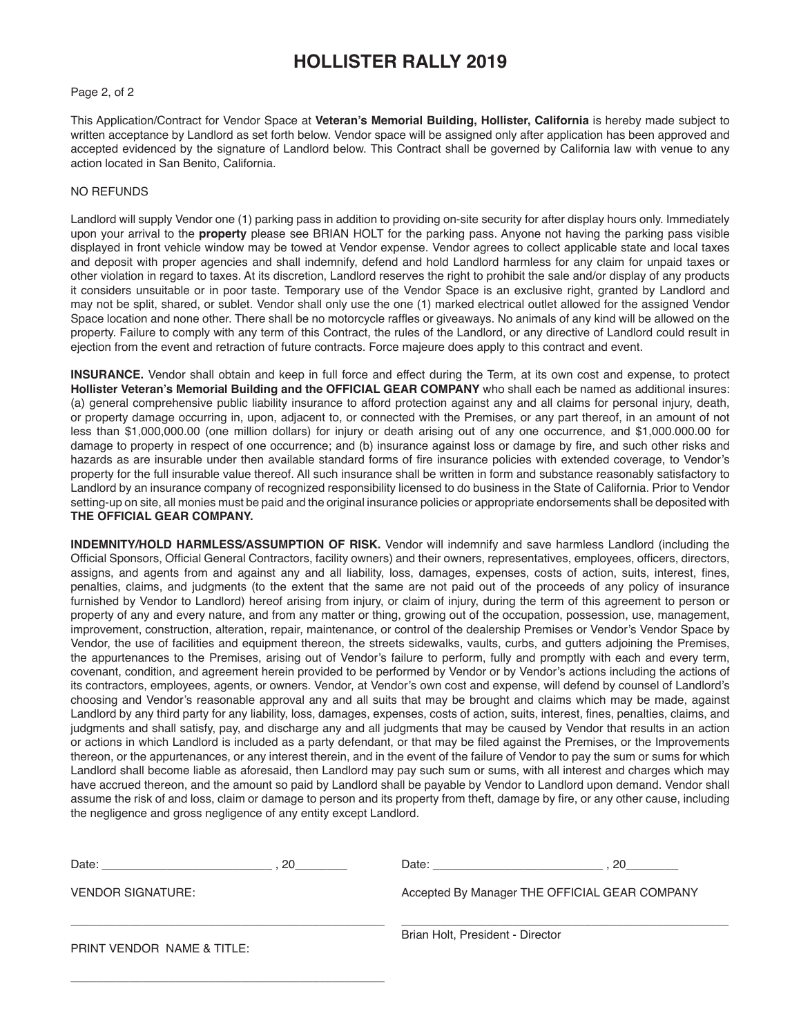# HOLLISTER RALLY 2019

This Application/Contract for Vendor Space at **Veteran's Memorial Building, Hollister, California** is hereby made subject to written acceptance by Landlord as set forth below. Vendor space will be assigned only after application has been approved and accepted evidenced by the signature of Landlord below. This Contract shall be governed by California law with venue to any action located in San Benito, California.

NO REFUNDS

Landlord will supply Vendor one (1) parking pass in addition to providing on-site security for after display hours only. Immediately upon your arrival to the **property** please see BRIAN HOLT for the parking pass. Anyone not having the parking pass visible displayed in front vehicle window may be towed at Vendor expense. Vendor agrees to collect applicable state and local taxes and deposit with proper agencies and shall indemnify, defend and hold Landlord harmless for any claim for unpaid taxes or other violation in regard to taxes. At its discretion, Landlord reserves the right to prohibit the sale and/or display of any products it considers unsuitable or in poor taste. Temporary use of the Vendor Space is an exclusive right, granted by Landlord and may not be split, shared, or sublet. Vendor shall only use the one (1) marked electrical outlet allowed for the assigned Vendor Space location and none other. There shall be no motorcycle raffles or giveaways. No animals of any kind will be allowed on the property. Failure to comply with any term of this Contract, the rules of the Landlord, or any directive of Landlord could result in ejection from the event and retraction of future contracts. Force majeure does apply to this contract and event.

**INSURANCE.** Vendor shall obtain and keep in full force and effect during the Term, at its own cost and expense, to protect **Hollister Veteran's Memorial Building and the OFFICIAL GEAR COMPANY** who shall each be named as additional insures: (a) general comprehensive public liability insurance to afford protection against any and all claims for personal injury, death, or property damage occurring in, upon, adjacent to, or connected with the Premises, or any part thereof, in an amount of not less than $1,000,000.00 (one million dollars) for injury or death arising out of any one occurrence, and $1,000.000.00 for damage to property in respect of one occurrence; and (b) insurance against loss or damage by fire, and such other risks and hazards as are insurable under then available standard forms of fire insurance policies with extended coverage, to Vendor's property for the full insurable value thereof. All such insurance shall be written in form and substance reasonably satisfactory to Landlord by an insurance company of recognized responsibility licensed to do business in the State of California. Prior to Vendor setting-up on site, all monies must be paid and the original insurance policies or appropriate endorsements shall be deposited with **THE OFFICIAL GEAR COMPANY.**

**INDEMNITY/HOLD HARMLESS/ASSUMPTION OF RISK.** Vendor will indemnify and save harmless Landlord (including the Official Sponsors, Official General Contractors, facility owners) and their owners, representatives, employees, officers, directors, assigns, and agents from and against any and all liability, loss, damages, expenses, costs of action, suits, interest, fines, penalties, claims, and judgments (to the extent that the same are not paid out of the proceeds of any policy of insurance furnished by Vendor to Landlord) hereof arising from injury, or claim of injury, during the term of this agreement to person or property of any and every nature, and from any matter or thing, growing out of the occupation, possession, use, management, improvement, construction, alteration, repair, maintenance, or control of the dealership Premises or Vendor's Vendor Space by Vendor, the use of facilities and equipment thereon, the streets sidewalks, vaults, curbs, and gutters adjoining the Premises, the appurtenances to the Premises, arising out of Vendor's failure to perform, fully and promptly with each and every term, covenant, condition, and agreement herein provided to be performed by Vendor or by Vendor's actions including the actions of its contractors, employees, agents, or owners. Vendor, at Vendor's own cost and expense, will defend by counsel of Landlord's choosing and Vendor's reasonable approval any and all suits that may be brought and claims which may be made, against Landlord by any third party for any liability, loss, damages, expenses, costs of action, suits, interest, fines, penalties, claims, and judgments and shall satisfy, pay, and discharge any and all judgments that may be caused by Vendor that results in an action or actions in which Landlord is included as a party defendant, or that may be filed against the Premises, or the Improvements thereon, or the appurtenances, or any interest therein, and in the event of the failure of Vendor to pay the sum or sums for which Landlord shall become liable as aforesaid, then Landlord may pay such sum or sums, with all interest and charges which may have accrued thereon, and the amount so paid by Landlord shall be payable by Vendor to Landlord upon demand. Vendor shall assume the risk of and loss, claim or damage to person and its property from theft, damage by fire, or any other cause, including the negligence and gross negligence of any entity except Landlord.

Date: ________________________ , 20________

VENDOR SIGNATURE:

_______________________________________________

PRINT VENDOR NAME & TITLE:

_______________________________________________

Date: ________________________ , 20________

Accepted By Manager THE OFFICIAL GEAR COMPANY

_______________________________________________

Brian Holt, President - Director